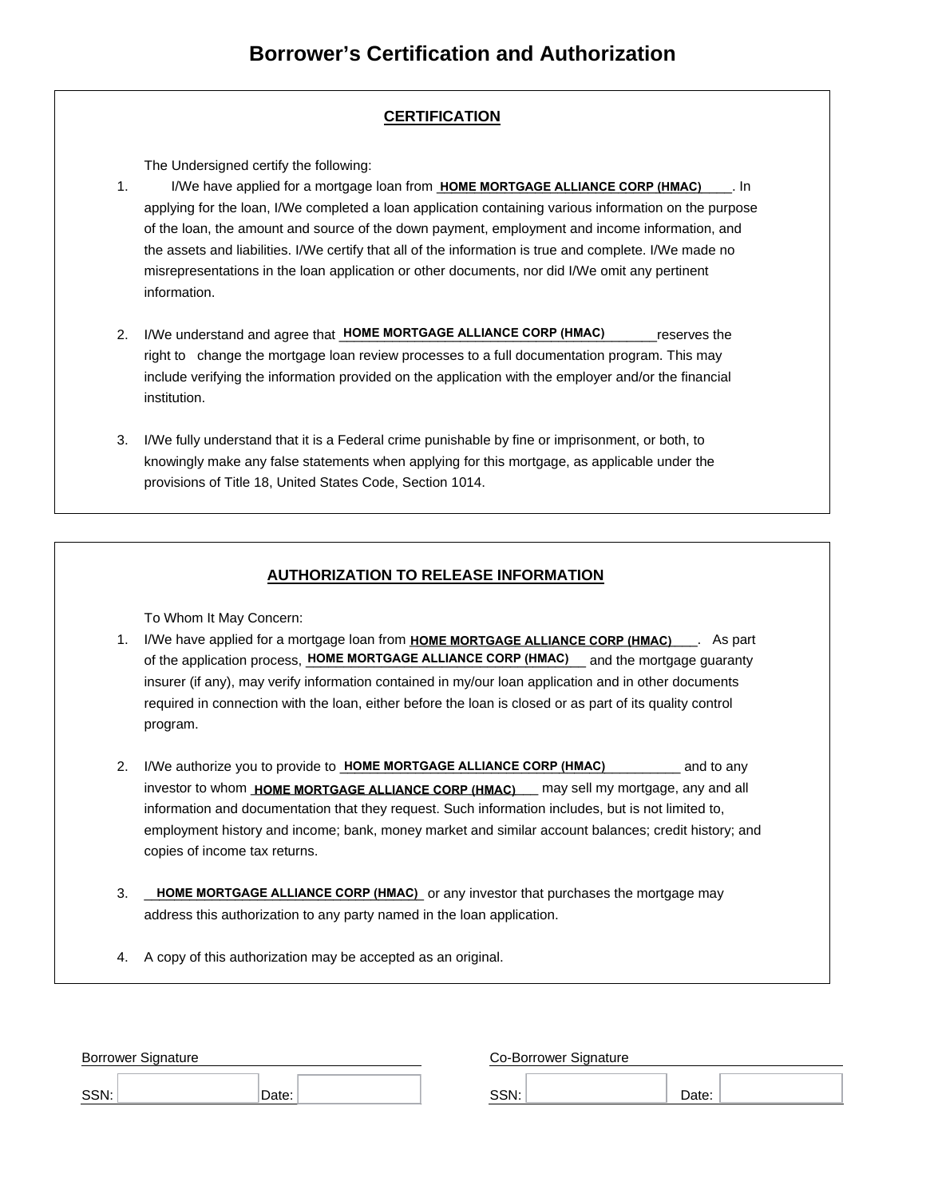# Borrower's Certification and Authorization

## CERTIFICATION

The Undersigned certify the following:

1. I/We have applied for a mortgage loan from **HOME MORTGAGE ALLIANCE CORP (HMAC)**. In applying for the loan, I/We completed a loan application containing various information on the purpose of the loan, the amount and source of the down payment, employment and income information, and the assets and liabilities. I/We certify that all of the information is true and complete. I/We made no misrepresentations in the loan application or other documents, nor did I/We omit any pertinent information.

2. I/We understand and agree that **HOME MORTGAGE ALLIANCE CORP (HMAC)** reserves the right to change the mortgage loan review processes to a full documentation program. This may include verifying the information provided on the application with the employer and/or the financial institution.

3. I/We fully understand that it is a Federal crime punishable by fine or imprisonment, or both, to knowingly make any false statements when applying for this mortgage, as applicable under the provisions of Title 18, United States Code, Section 1014.

## AUTHORIZATION TO RELEASE INFORMATION

To Whom It May Concern:

1. I/We have applied for a mortgage loan from **HOME MORTGAGE ALLIANCE CORP (HMAC)**. As part of the application process, **HOME MORTGAGE ALLIANCE CORP (HMAC)** and the mortgage guaranty insurer (if any), may verify information contained in my/our loan application and in other documents required in connection with the loan, either before the loan is closed or as part of its quality control program.

2. I/We authorize you to provide to **HOME MORTGAGE ALLIANCE CORP (HMAC)** and to any investor to whom **HOME MORTGAGE ALLIANCE CORP (HMAC)** may sell my mortgage, any and all information and documentation that they request. Such information includes, but is not limited to, employment history and income; bank, money market and similar account balances; credit history; and copies of income tax returns.

3. **HOME MORTGAGE ALLIANCE CORP (HMAC)** or any investor that purchases the mortgage may address this authorization to any party named in the loan application.

4. A copy of this authorization may be accepted as an original.

Borrower Signature ______________________

SSN: __________ Date: __________

Co-Borrower Signature ______________________

SSN: __________ Date: __________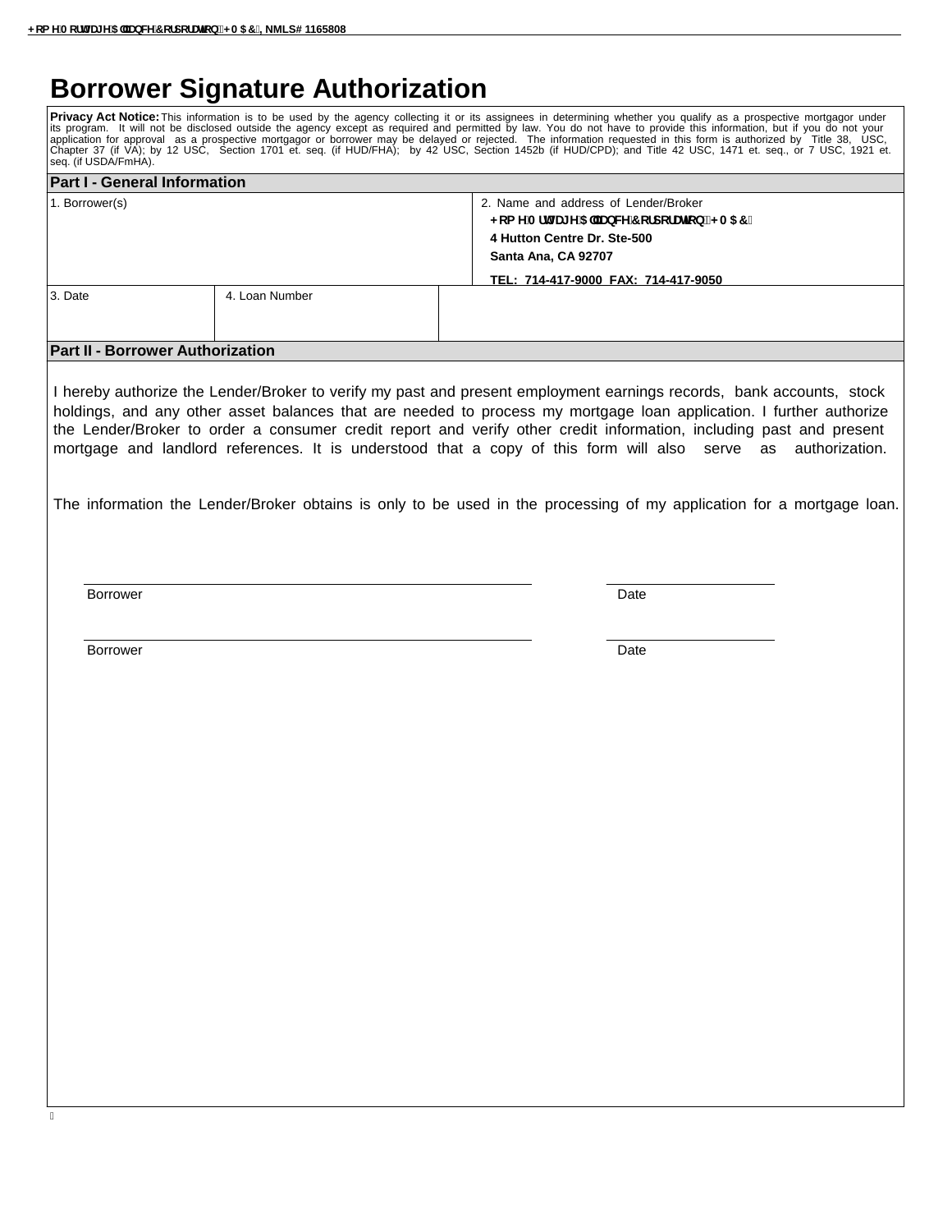# Borrower Signature Authorization

**Privacy Act Notice:** This information is to be used by the agency collecting it or its assignees in determining whether you qualify as a prospective mortgagor under its program. It will not be disclosed outside the agency except as required and permitted by law. You do not have to provide this information, but if you do not your application for approval as a prospective mortgagor or borrower may be delayed or rejected. The information requested in this form is authorized by Title 38, USC, Chapter 37 (if VA); by 12 USC, Section 1701 et. seq. (if HUD/FHA); by 42 USC, Section 1452b (if HUD/CPD); and Title 42 USC, 1471 et. seq., or 7 USC, 1921 et. seq. (if USDA/FmHA).

## Part I - General Information

| | | |
|---|---|---|
| 1. Borrower(s) | | 2. Name and address of Lender/Broker<br>**+RPH0RUWJDJH$OOLDQFH&RUSRUDWLRQ +0$&**<br>**4 Hutton Centre Dr. Ste-500**<br>**Santa Ana, CA 92707**<br>**TEL: 714-417-9000 FAX: 714-417-9050** |
| 3. Date | 4. Loan Number | |

## Part II - Borrower Authorization

I hereby authorize the Lender/Broker to verify my past and present employment earnings records, bank accounts, stock holdings, and any other asset balances that are needed to process my mortgage loan application. I further authorize the Lender/Broker to order a consumer credit report and verify other credit information, including past and present mortgage and landlord references. It is understood that a copy of this form will also serve as authorization.

The information the Lender/Broker obtains is only to be used in the processing of my application for a mortgage loan.

Borrower ______________________________ Date ______________

Borrower ______________________________ Date ______________